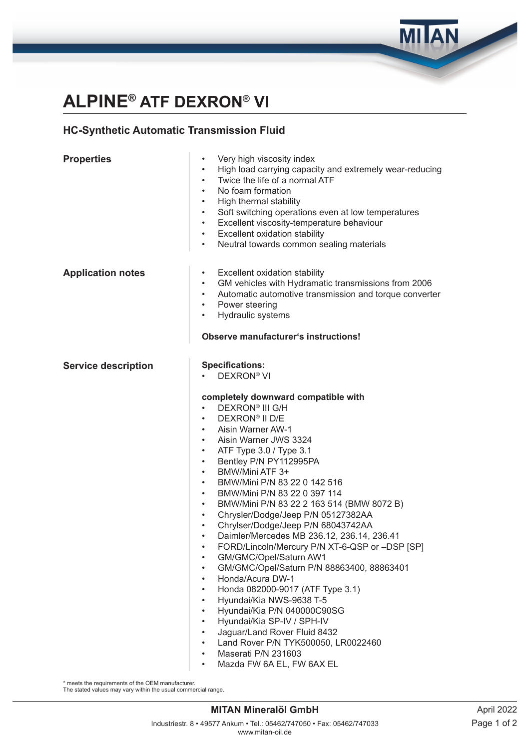# ALPINE® ATF DEXRON® VI

## HC-Synthetic Automatic Transmission Fluid

### Properties

- Very high viscosity index
- High load carrying capacity and extremely wear-reducing
- Twice the life of a normal ATF
- No foam formation
- High thermal stability
- Soft switching operations even at low temperatures
- Excellent viscosity-temperature behaviour
- Excellent oxidation stability
- Neutral towards common sealing materials

### Application notes

- Excellent oxidation stability
- GM vehicles with Hydramatic transmissions from 2006
- Automatic automotive transmission and torque converter
- Power steering
- Hydraulic systems

**Observe manufacturer's instructions!**

### Service description

**Specifications:**

- DEXRON® VI

**completely downward compatible with**

- DEXRON® III G/H
- DEXRON® II D/E
- Aisin Warner AW-1
- Aisin Warner JWS 3324
- ATF Type 3.0 / Type 3.1
- Bentley P/N PY112995PA
- BMW/Mini ATF 3+
- BMW/Mini P/N 83 22 0 142 516
- BMW/Mini P/N 83 22 0 397 114
- BMW/Mini P/N 83 22 2 163 514 (BMW 8072 B)
- Chrysler/Dodge/Jeep P/N 05127382AA
- Chrylser/Dodge/Jeep P/N 68043742AA
- Daimler/Mercedes MB 236.12, 236.14, 236.41
- FORD/Lincoln/Mercury P/N XT-6-QSP or –DSP [SP]
- GM/GMC/Opel/Saturn AW1
- GM/GMC/Opel/Saturn P/N 88863400, 88863401
- Honda/Acura DW-1
- Honda 082000-9017 (ATF Type 3.1)
- Hyundai/Kia NWS-9638 T-5
- Hyundai/Kia P/N 040000C90SG
- Hyundai/Kia SP-IV / SPH-IV
- Jaguar/Land Rover Fluid 8432
- Land Rover P/N TYK500050, LR0022460
- Maserati P/N 231603
- Mazda FW 6A EL, FW 6AX EL

* meets the requirements of the OEM manufacturer.
The stated values may vary within the usual commercial range.

**MITAN Mineralöl GmbH**
Industriestr. 8 • 49577 Ankum • Tel.: 05462/747050 • Fax: 05462/747033
www.mitan-oil.de

April 2022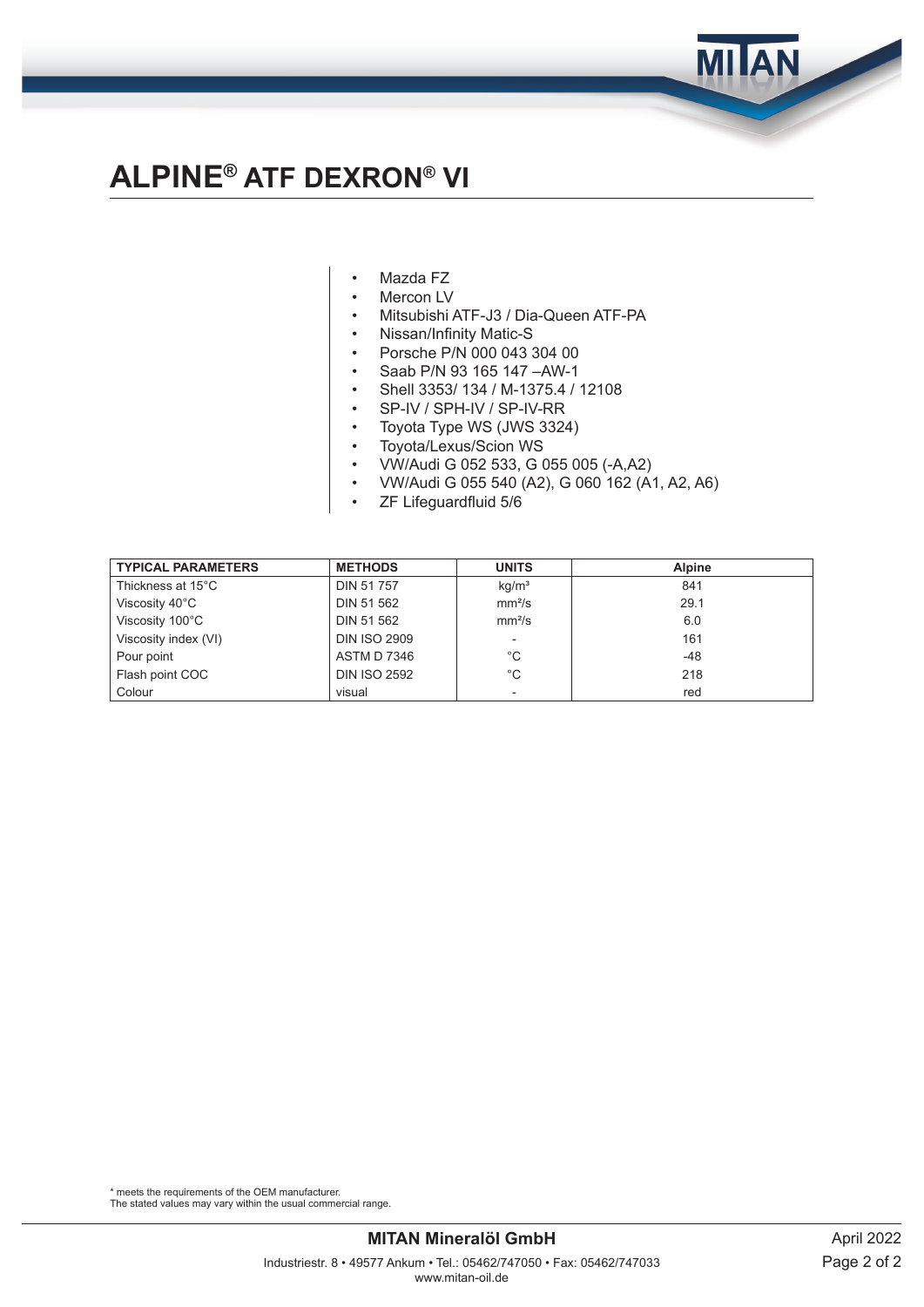# ALPINE® ATF DEXRON® VI

- Mazda FZ
- Mercon LV
- Mitsubishi ATF-J3 / Dia-Queen ATF-PA
- Nissan/Infinity Matic-S
- Porsche P/N 000 043 304 00
- Saab P/N 93 165 147 –AW-1
- Shell 3353/ 134 / M-1375.4 / 12108
- SP-IV / SPH-IV / SP-IV-RR
- Toyota Type WS (JWS 3324)
- Toyota/Lexus/Scion WS
- VW/Audi G 052 533, G 055 005 (-A,A2)
- VW/Audi G 055 540 (A2), G 060 162 (A1, A2, A6)
- ZF Lifeguardfluid 5/6

| TYPICAL PARAMETERS | METHODS | UNITS | Alpine |
|---|---|---|---|
| Thickness at 15°C | DIN 51 757 | kg/m³ | 841 |
| Viscosity 40°C | DIN 51 562 | mm²/s | 29.1 |
| Viscosity 100°C | DIN 51 562 | mm²/s | 6.0 |
| Viscosity index (VI) | DIN ISO 2909 | - | 161 |
| Pour point | ASTM D 7346 | °C | -48 |
| Flash point COC | DIN ISO 2592 | °C | 218 |
| Colour | visual | - | red |

* meets the requirements of the OEM manufacturer.
The stated values may vary within the usual commercial range.

**MITAN Mineralöl GmbH**

Industriestr. 8 • 49577 Ankum • Tel.: 05462/747050 • Fax: 05462/747033
www.mitan-oil.de

April 2022